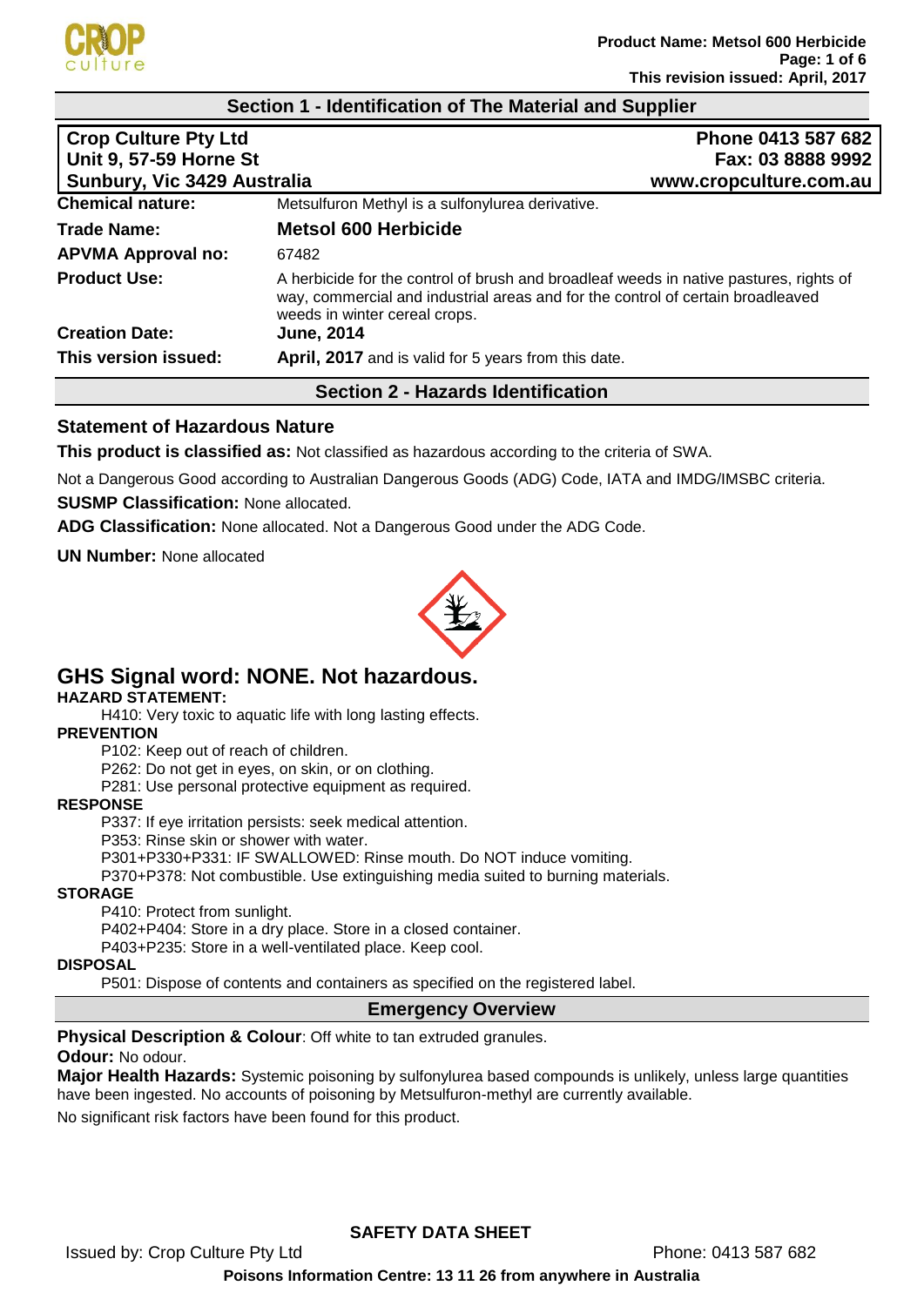## Section 1 - Identification of The Material and Supplier

| Crop Culture Pty Ltd | Phone 0413 587 682 |
| --- | --- |
| Unit 9, 57-59 Horne St | Fax: 03 8888 9992 |
| Sunbury, Vic 3429 Australia | www.cropculture.com.au |

| | |
| --- | --- |
| **Chemical nature:** | Metsulfuron Methyl is a sulfonylurea derivative. |
| **Trade Name:** | **Metsol 600 Herbicide** |
| **APVMA Approval no:** | 67482 |
| **Product Use:** | A herbicide for the control of brush and broadleaf weeds in native pastures, rights of way, commercial and industrial areas and for the control of certain broadleaved weeds in winter cereal crops. |
| **Creation Date:** | **June, 2014** |
| **This version issued:** | **April, 2017** and is valid for 5 years from this date. |

## Section 2 - Hazards Identification

### Statement of Hazardous Nature

**This product is classified as:** Not classified as hazardous according to the criteria of SWA.

Not a Dangerous Good according to Australian Dangerous Goods (ADG) Code, IATA and IMDG/IMSBC criteria.

**SUSMP Classification:** None allocated.

**ADG Classification:** None allocated. Not a Dangerous Good under the ADG Code.

**UN Number:** None allocated

## GHS Signal word: NONE. Not hazardous.

**HAZARD STATEMENT:**

H410: Very toxic to aquatic life with long lasting effects.

**PREVENTION**

P102: Keep out of reach of children.

P262: Do not get in eyes, on skin, or on clothing.

P281: Use personal protective equipment as required.

**RESPONSE**

P337: If eye irritation persists: seek medical attention.

P353: Rinse skin or shower with water.

P301+P330+P331: IF SWALLOWED: Rinse mouth. Do NOT induce vomiting.

P370+P378: Not combustible. Use extinguishing media suited to burning materials.

**STORAGE**

P410: Protect from sunlight.

P402+P404: Store in a dry place. Store in a closed container.

P403+P235: Store in a well-ventilated place. Keep cool.

**DISPOSAL**

P501: Dispose of contents and containers as specified on the registered label.

## Emergency Overview

**Physical Description & Colour**: Off white to tan extruded granules.

**Odour:** No odour.

**Major Health Hazards:** Systemic poisoning by sulfonylurea based compounds is unlikely, unless large quantities have been ingested. No accounts of poisoning by Metsulfuron-methyl are currently available.

No significant risk factors have been found for this product.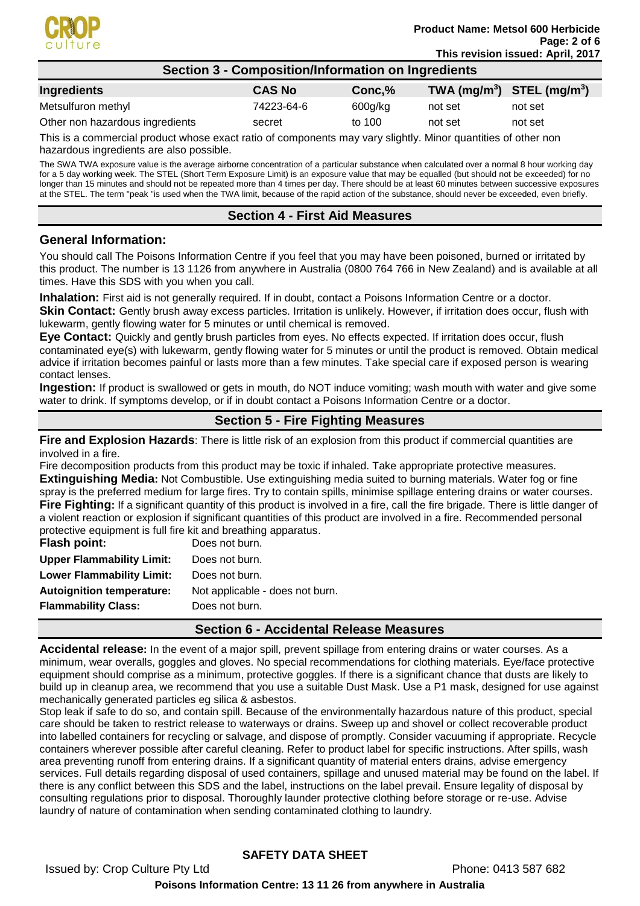## Section 3 - Composition/Information on Ingredients

| Ingredients | CAS No | Conc,% | TWA ($mg/m^3$) | STEL ($mg/m^3$) |
|---|---|---|---|---|
| Metsulfuron methyl | 74223-64-6 | 600g/kg | not set | not set |
| Other non hazardous ingredients | secret | to 100 | not set | not set |

This is a commercial product whose exact ratio of components may vary slightly. Minor quantities of other non hazardous ingredients are also possible.

The SWA TWA exposure value is the average airborne concentration of a particular substance when calculated over a normal 8 hour working day for a 5 day working week. The STEL (Short Term Exposure Limit) is an exposure value that may be equalled (but should not be exceeded) for no longer than 15 minutes and should not be repeated more than 4 times per day. There should be at least 60 minutes between successive exposures at the STEL. The term "peak "is used when the TWA limit, because of the rapid action of the substance, should never be exceeded, even briefly.

## Section 4 - First Aid Measures

### General Information:

You should call The Poisons Information Centre if you feel that you may have been poisoned, burned or irritated by this product. The number is 13 1126 from anywhere in Australia (0800 764 766 in New Zealand) and is available at all times. Have this SDS with you when you call.

**Inhalation:** First aid is not generally required. If in doubt, contact a Poisons Information Centre or a doctor.

**Skin Contact:** Gently brush away excess particles. Irritation is unlikely. However, if irritation does occur, flush with lukewarm, gently flowing water for 5 minutes or until chemical is removed.

**Eye Contact:** Quickly and gently brush particles from eyes. No effects expected. If irritation does occur, flush contaminated eye(s) with lukewarm, gently flowing water for 5 minutes or until the product is removed. Obtain medical advice if irritation becomes painful or lasts more than a few minutes. Take special care if exposed person is wearing contact lenses.

**Ingestion:** If product is swallowed or gets in mouth, do NOT induce vomiting; wash mouth with water and give some water to drink. If symptoms develop, or if in doubt contact a Poisons Information Centre or a doctor.

## Section 5 - Fire Fighting Measures

**Fire and Explosion Hazards**: There is little risk of an explosion from this product if commercial quantities are involved in a fire.

Fire decomposition products from this product may be toxic if inhaled. Take appropriate protective measures.

**Extinguishing Media:** Not Combustible. Use extinguishing media suited to burning materials. Water fog or fine spray is the preferred medium for large fires. Try to contain spills, minimise spillage entering drains or water courses.

**Fire Fighting:** If a significant quantity of this product is involved in a fire, call the fire brigade. There is little danger of a violent reaction or explosion if significant quantities of this product are involved in a fire. Recommended personal protective equipment is full fire kit and breathing apparatus.

**Flash point:** Does not burn.

**Upper Flammability Limit:** Does not burn.

**Lower Flammability Limit:** Does not burn.

**Autoignition temperature:** Not applicable - does not burn.

**Flammability Class:** Does not burn.

## Section 6 - Accidental Release Measures

**Accidental release:** In the event of a major spill, prevent spillage from entering drains or water courses. As a minimum, wear overalls, goggles and gloves. No special recommendations for clothing materials. Eye/face protective equipment should comprise as a minimum, protective goggles. If there is a significant chance that dusts are likely to build up in cleanup area, we recommend that you use a suitable Dust Mask. Use a P1 mask, designed for use against mechanically generated particles eg silica & asbestos.

Stop leak if safe to do so, and contain spill. Because of the environmentally hazardous nature of this product, special care should be taken to restrict release to waterways or drains. Sweep up and shovel or collect recoverable product into labelled containers for recycling or salvage, and dispose of promptly. Consider vacuuming if appropriate. Recycle containers wherever possible after careful cleaning. Refer to product label for specific instructions. After spills, wash area preventing runoff from entering drains. If a significant quantity of material enters drains, advise emergency services. Full details regarding disposal of used containers, spillage and unused material may be found on the label. If there is any conflict between this SDS and the label, instructions on the label prevail. Ensure legality of disposal by consulting regulations prior to disposal. Thoroughly launder protective clothing before storage or re-use. Advise laundry of nature of contamination when sending contaminated clothing to laundry.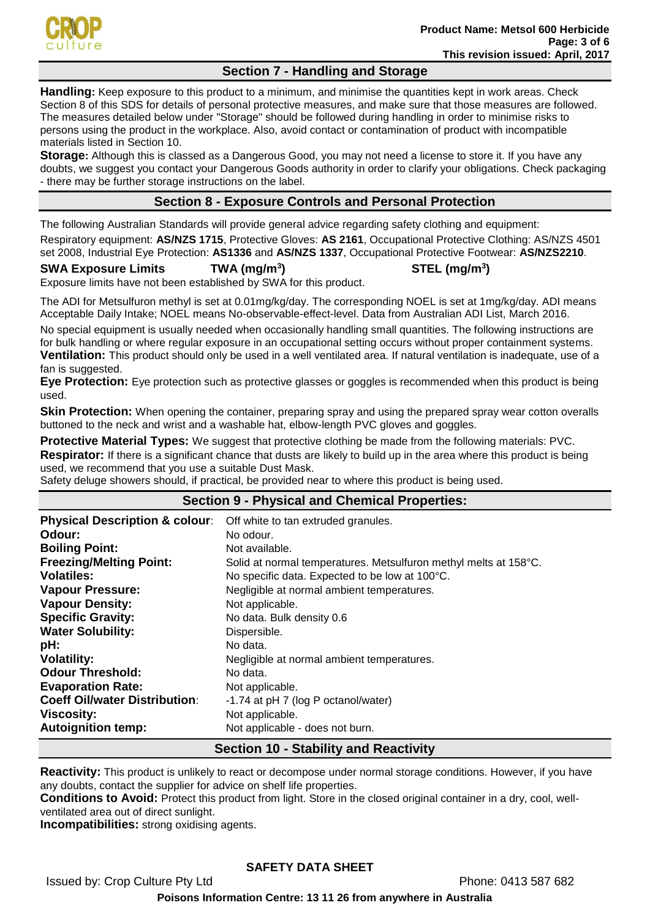## Section 7 - Handling and Storage

**Handling:** Keep exposure to this product to a minimum, and minimise the quantities kept in work areas. Check Section 8 of this SDS for details of personal protective measures, and make sure that those measures are followed. The measures detailed below under "Storage" should be followed during handling in order to minimise risks to persons using the product in the workplace. Also, avoid contact or contamination of product with incompatible materials listed in Section 10.

**Storage:** Although this is classed as a Dangerous Good, you may not need a license to store it. If you have any doubts, we suggest you contact your Dangerous Goods authority in order to clarify your obligations. Check packaging - there may be further storage instructions on the label.

## Section 8 - Exposure Controls and Personal Protection

The following Australian Standards will provide general advice regarding safety clothing and equipment:

Respiratory equipment: **AS/NZS 1715**, Protective Gloves: **AS 2161**, Occupational Protective Clothing: AS/NZS 4501 set 2008, Industrial Eye Protection: **AS1336** and **AS/NZS 1337**, Occupational Protective Footwear: **AS/NZS2210**.

| SWA Exposure Limits | TWA ($mg/m^3$) | STEL ($mg/m^3$) |
|---|---|---|

Exposure limits have not been established by SWA for this product.

The ADI for Metsulfuron methyl is set at 0.01mg/kg/day. The corresponding NOEL is set at 1mg/kg/day. ADI means Acceptable Daily Intake; NOEL means No-observable-effect-level. Data from Australian ADI List, March 2016.

No special equipment is usually needed when occasionally handling small quantities. The following instructions are for bulk handling or where regular exposure in an occupational setting occurs without proper containment systems.

**Ventilation:** This product should only be used in a well ventilated area. If natural ventilation is inadequate, use of a fan is suggested.

**Eye Protection:** Eye protection such as protective glasses or goggles is recommended when this product is being used.

**Skin Protection:** When opening the container, preparing spray and using the prepared spray wear cotton overalls buttoned to the neck and wrist and a washable hat, elbow-length PVC gloves and goggles.

**Protective Material Types:** We suggest that protective clothing be made from the following materials: PVC.

**Respirator:** If there is a significant chance that dusts are likely to build up in the area where this product is being used, we recommend that you use a suitable Dust Mask.

Safety deluge showers should, if practical, be provided near to where this product is being used.

## Section 9 - Physical and Chemical Properties:

| | |
|---|---|
| **Physical Description & colour**: | Off white to tan extruded granules. |
| **Odour:** | No odour. |
| **Boiling Point:** | Not available. |
| **Freezing/Melting Point:** | Solid at normal temperatures. Metsulfuron methyl melts at 158°C. |
| **Volatiles:** | No specific data. Expected to be low at 100°C. |
| **Vapour Pressure:** | Negligible at normal ambient temperatures. |
| **Vapour Density:** | Not applicable. |
| **Specific Gravity:** | No data. Bulk density 0.6 |
| **Water Solubility:** | Dispersible. |
| **pH:** | No data. |
| **Volatility:** | Negligible at normal ambient temperatures. |
| **Odour Threshold:** | No data. |
| **Evaporation Rate:** | Not applicable. |
| **Coeff Oil/water Distribution**: | -1.74 at pH 7 (log P octanol/water) |
| **Viscosity:** | Not applicable. |
| **Autoignition temp:** | Not applicable - does not burn. |

## Section 10 - Stability and Reactivity

**Reactivity:** This product is unlikely to react or decompose under normal storage conditions. However, if you have any doubts, contact the supplier for advice on shelf life properties.

**Conditions to Avoid:** Protect this product from light. Store in the closed original container in a dry, cool, well-ventilated area out of direct sunlight.

**Incompatibilities:** strong oxidising agents.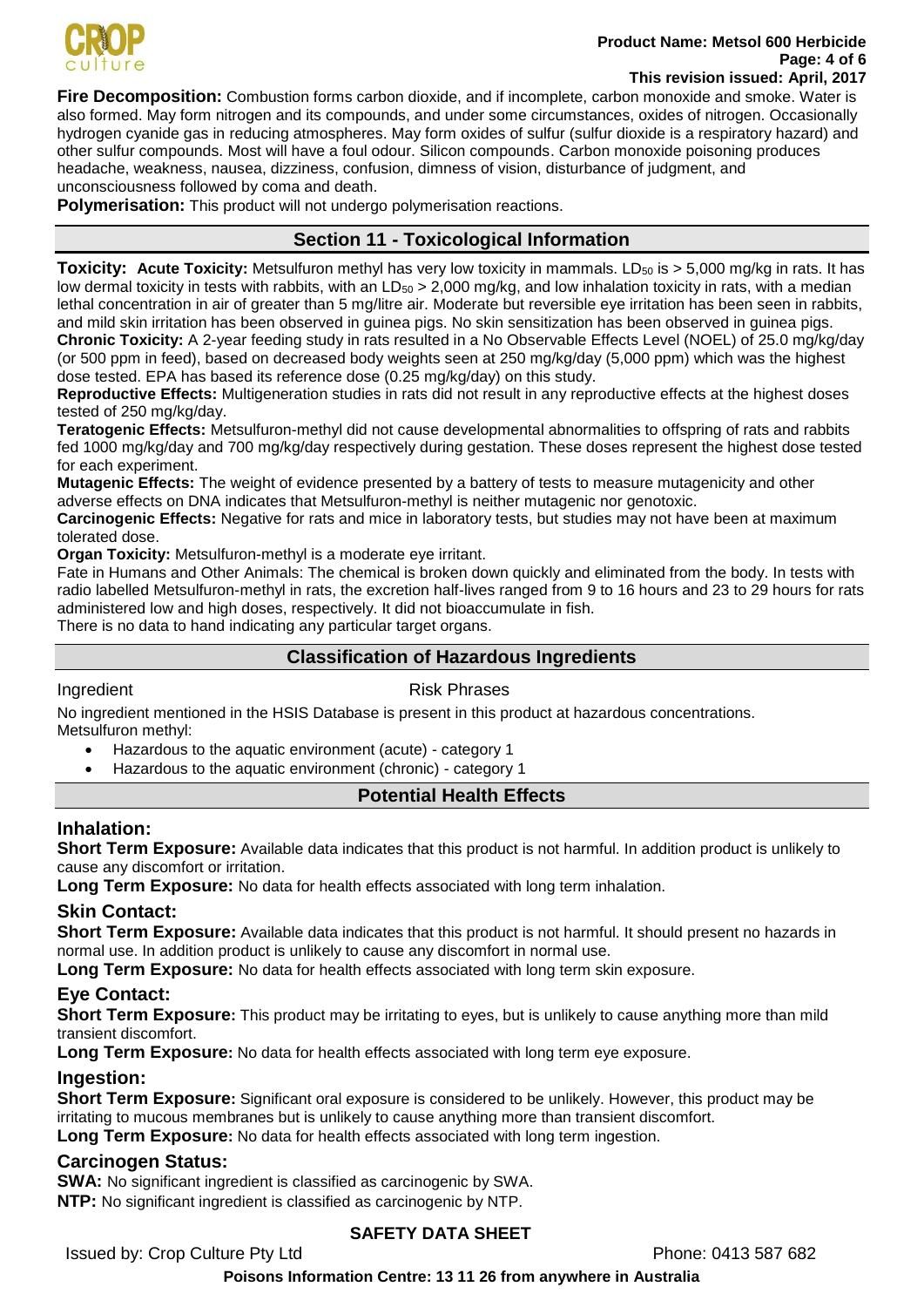**Fire Decomposition:** Combustion forms carbon dioxide, and if incomplete, carbon monoxide and smoke. Water is also formed. May form nitrogen and its compounds, and under some circumstances, oxides of nitrogen. Occasionally hydrogen cyanide gas in reducing atmospheres. May form oxides of sulfur (sulfur dioxide is a respiratory hazard) and other sulfur compounds. Most will have a foul odour. Silicon compounds. Carbon monoxide poisoning produces headache, weakness, nausea, dizziness, confusion, dimness of vision, disturbance of judgment, and unconsciousness followed by coma and death.

**Polymerisation:** This product will not undergo polymerisation reactions.

## Section 11 - Toxicological Information

**Toxicity:** **Acute Toxicity:** Metsulfuron methyl has very low toxicity in mammals. $LD_{50}$ is > 5,000 mg/kg in rats. It has low dermal toxicity in tests with rabbits, with an $LD_{50}$ > 2,000 mg/kg, and low inhalation toxicity in rats, with a median lethal concentration in air of greater than 5 mg/litre air. Moderate but reversible eye irritation has been seen in rabbits, and mild skin irritation has been observed in guinea pigs. No skin sensitization has been observed in guinea pigs.

**Chronic Toxicity:** A 2-year feeding study in rats resulted in a No Observable Effects Level (NOEL) of 25.0 mg/kg/day (or 500 ppm in feed), based on decreased body weights seen at 250 mg/kg/day (5,000 ppm) which was the highest dose tested. EPA has based its reference dose (0.25 mg/kg/day) on this study.

**Reproductive Effects:** Multigeneration studies in rats did not result in any reproductive effects at the highest doses tested of 250 mg/kg/day.

**Teratogenic Effects:** Metsulfuron-methyl did not cause developmental abnormalities to offspring of rats and rabbits fed 1000 mg/kg/day and 700 mg/kg/day respectively during gestation. These doses represent the highest dose tested for each experiment.

**Mutagenic Effects:** The weight of evidence presented by a battery of tests to measure mutagenicity and other adverse effects on DNA indicates that Metsulfuron-methyl is neither mutagenic nor genotoxic.

**Carcinogenic Effects:** Negative for rats and mice in laboratory tests, but studies may not have been at maximum tolerated dose.

**Organ Toxicity:** Metsulfuron-methyl is a moderate eye irritant.

Fate in Humans and Other Animals: The chemical is broken down quickly and eliminated from the body. In tests with radio labelled Metsulfuron-methyl in rats, the excretion half-lives ranged from 9 to 16 hours and 23 to 29 hours for rats administered low and high doses, respectively. It did not bioaccumulate in fish.

There is no data to hand indicating any particular target organs.

## Classification of Hazardous Ingredients

| Ingredient | Risk Phrases |
|---|---|

No ingredient mentioned in the HSIS Database is present in this product at hazardous concentrations.

Metsulfuron methyl:

- Hazardous to the aquatic environment (acute) - category 1
- Hazardous to the aquatic environment (chronic) - category 1

## Potential Health Effects

### Inhalation:

**Short Term Exposure:** Available data indicates that this product is not harmful. In addition product is unlikely to cause any discomfort or irritation.

**Long Term Exposure:** No data for health effects associated with long term inhalation.

### Skin Contact:

**Short Term Exposure:** Available data indicates that this product is not harmful. It should present no hazards in normal use. In addition product is unlikely to cause any discomfort in normal use.

**Long Term Exposure:** No data for health effects associated with long term skin exposure.

### Eye Contact:

**Short Term Exposure:** This product may be irritating to eyes, but is unlikely to cause anything more than mild transient discomfort.

**Long Term Exposure:** No data for health effects associated with long term eye exposure.

### Ingestion:

**Short Term Exposure:** Significant oral exposure is considered to be unlikely. However, this product may be irritating to mucous membranes but is unlikely to cause anything more than transient discomfort.

**Long Term Exposure:** No data for health effects associated with long term ingestion.

### Carcinogen Status:

**SWA:** No significant ingredient is classified as carcinogenic by SWA.

**NTP:** No significant ingredient is classified as carcinogenic by NTP.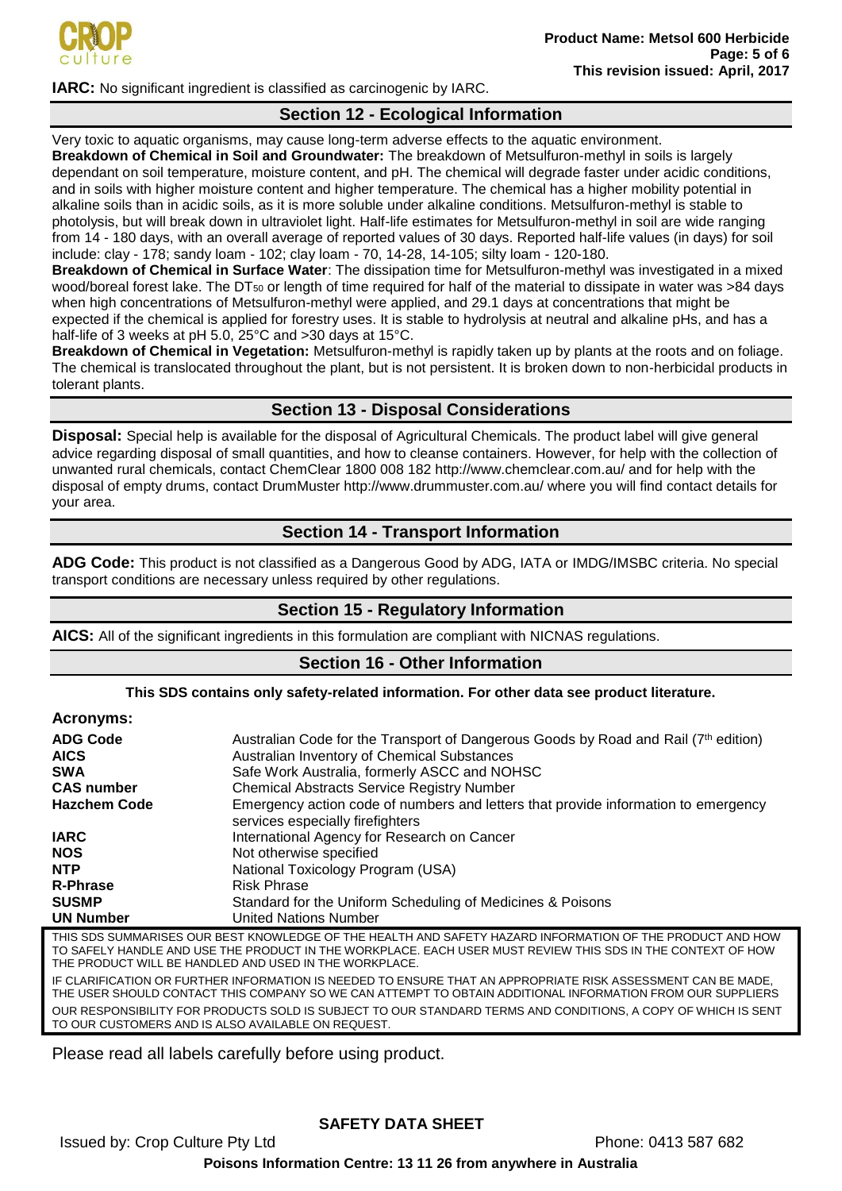**IARC:** No significant ingredient is classified as carcinogenic by IARC.

## Section 12 - Ecological Information

Very toxic to aquatic organisms, may cause long-term adverse effects to the aquatic environment.

**Breakdown of Chemical in Soil and Groundwater:** The breakdown of Metsulfuron-methyl in soils is largely dependant on soil temperature, moisture content, and pH. The chemical will degrade faster under acidic conditions, and in soils with higher moisture content and higher temperature. The chemical has a higher mobility potential in alkaline soils than in acidic soils, as it is more soluble under alkaline conditions. Metsulfuron-methyl is stable to photolysis, but will break down in ultraviolet light. Half-life estimates for Metsulfuron-methyl in soil are wide ranging from 14 - 180 days, with an overall average of reported values of 30 days. Reported half-life values (in days) for soil include: clay - 178; sandy loam - 102; clay loam - 70, 14-28, 14-105; silty loam - 120-180.

**Breakdown of Chemical in Surface Water**: The dissipation time for Metsulfuron-methyl was investigated in a mixed wood/boreal forest lake. The $DT_{50}$ or length of time required for half of the material to dissipate in water was >84 days when high concentrations of Metsulfuron-methyl were applied, and 29.1 days at concentrations that might be expected if the chemical is applied for forestry uses. It is stable to hydrolysis at neutral and alkaline pHs, and has a half-life of 3 weeks at pH 5.0, 25°C and >30 days at 15°C.

**Breakdown of Chemical in Vegetation:** Metsulfuron-methyl is rapidly taken up by plants at the roots and on foliage. The chemical is translocated throughout the plant, but is not persistent. It is broken down to non-herbicidal products in tolerant plants.

## Section 13 - Disposal Considerations

**Disposal:** Special help is available for the disposal of Agricultural Chemicals. The product label will give general advice regarding disposal of small quantities, and how to cleanse containers. However, for help with the collection of unwanted rural chemicals, contact ChemClear 1800 008 182 http://www.chemclear.com.au/ and for help with the disposal of empty drums, contact DrumMuster http://www.drummuster.com.au/ where you will find contact details for your area.

## Section 14 - Transport Information

**ADG Code:** This product is not classified as a Dangerous Good by ADG, IATA or IMDG/IMSBC criteria. No special transport conditions are necessary unless required by other regulations.

## Section 15 - Regulatory Information

**AICS:** All of the significant ingredients in this formulation are compliant with NICNAS regulations.

## Section 16 - Other Information

**This SDS contains only safety-related information. For other data see product literature.**

**Acronyms:**

| | |
|---|---|
| **ADG Code** | Australian Code for the Transport of Dangerous Goods by Road and Rail (7th edition) |
| **AICS** | Australian Inventory of Chemical Substances |
| **SWA** | Safe Work Australia, formerly ASCC and NOHSC |
| **CAS number** | Chemical Abstracts Service Registry Number |
| **Hazchem Code** | Emergency action code of numbers and letters that provide information to emergency services especially firefighters |
| **IARC** | International Agency for Research on Cancer |
| **NOS** | Not otherwise specified |
| **NTP** | National Toxicology Program (USA) |
| **R-Phrase** | Risk Phrase |
| **SUSMP** | Standard for the Uniform Scheduling of Medicines & Poisons |
| **UN Number** | United Nations Number |

THIS SDS SUMMARISES OUR BEST KNOWLEDGE OF THE HEALTH AND SAFETY HAZARD INFORMATION OF THE PRODUCT AND HOW TO SAFELY HANDLE AND USE THE PRODUCT IN THE WORKPLACE. EACH USER MUST REVIEW THIS SDS IN THE CONTEXT OF HOW THE PRODUCT WILL BE HANDLED AND USED IN THE WORKPLACE.

IF CLARIFICATION OR FURTHER INFORMATION IS NEEDED TO ENSURE THAT AN APPROPRIATE RISK ASSESSMENT CAN BE MADE, THE USER SHOULD CONTACT THIS COMPANY SO WE CAN ATTEMPT TO OBTAIN ADDITIONAL INFORMATION FROM OUR SUPPLIERS

OUR RESPONSIBILITY FOR PRODUCTS SOLD IS SUBJECT TO OUR STANDARD TERMS AND CONDITIONS, A COPY OF WHICH IS SENT TO OUR CUSTOMERS AND IS ALSO AVAILABLE ON REQUEST.

Please read all labels carefully before using product.